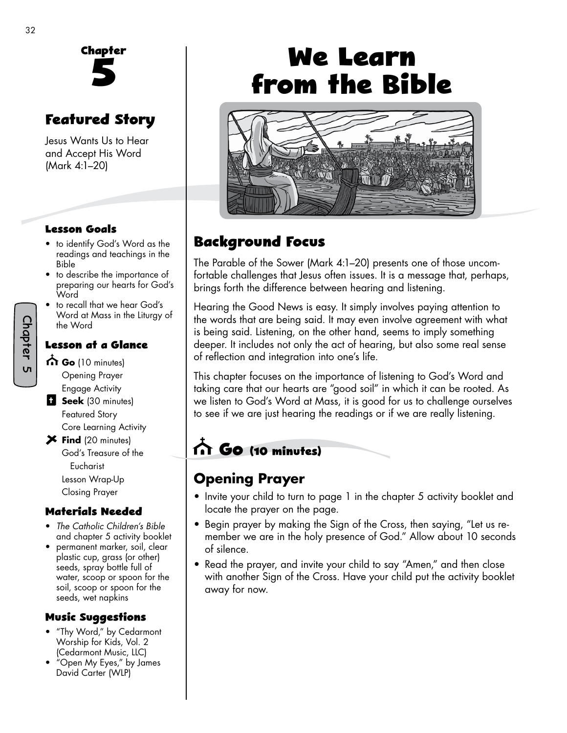# Chapter 5

## Featured Story

Jesus Wants Us to Hear and Accept His Word (Mark 4:1–20)

### Lesson Goals

- to identify God's Word as the readings and teachings in the Bible
- to describe the importance of preparing our hearts for God's Word
- to recall that we hear God's Word at Mass in the Liturgy of the Word

### Lesson at a Glance

**Go** (10 minutes)
- Opening Prayer
- Engage Activity

**Seek** (30 minutes)
- Featured Story
- Core Learning Activity

**Find** (20 minutes)
- God's Treasure of the Eucharist
- Lesson Wrap-Up
- Closing Prayer

### Materials Needed

- *The Catholic Children's Bible* and chapter 5 activity booklet
- permanent marker, soil, clear plastic cup, grass (or other) seeds, spray bottle full of water, scoop or spoon for the soil, scoop or spoon for the seeds, wet napkins

### Music Suggestions

- "Thy Word," by Cedarmont Worship for Kids, Vol. 2 (Cedarmont Music, LLC)
- "Open My Eyes," by James David Carter (WLP)

# We Learn from the Bible

## Background Focus

The Parable of the Sower (Mark 4:1–20) presents one of those uncomfortable challenges that Jesus often issues. It is a message that, perhaps, brings forth the difference between hearing and listening.

Hearing the Good News is easy. It simply involves paying attention to the words that are being said. It may even involve agreement with what is being said. Listening, on the other hand, seems to imply something deeper. It includes not only the act of hearing, but also some real sense of reflection and integration into one's life.

This chapter focuses on the importance of listening to God's Word and taking care that our hearts are "good soil" in which it can be rooted. As we listen to God's Word at Mass, it is good for us to challenge ourselves to see if we are just hearing the readings or if we are really listening.

## Go (10 minutes)

### Opening Prayer

- Invite your child to turn to page 1 in the chapter 5 activity booklet and locate the prayer on the page.
- Begin prayer by making the Sign of the Cross, then saying, "Let us remember we are in the holy presence of God." Allow about 10 seconds of silence.
- Read the prayer, and invite your child to say "Amen," and then close with another Sign of the Cross. Have your child put the activity booklet away for now.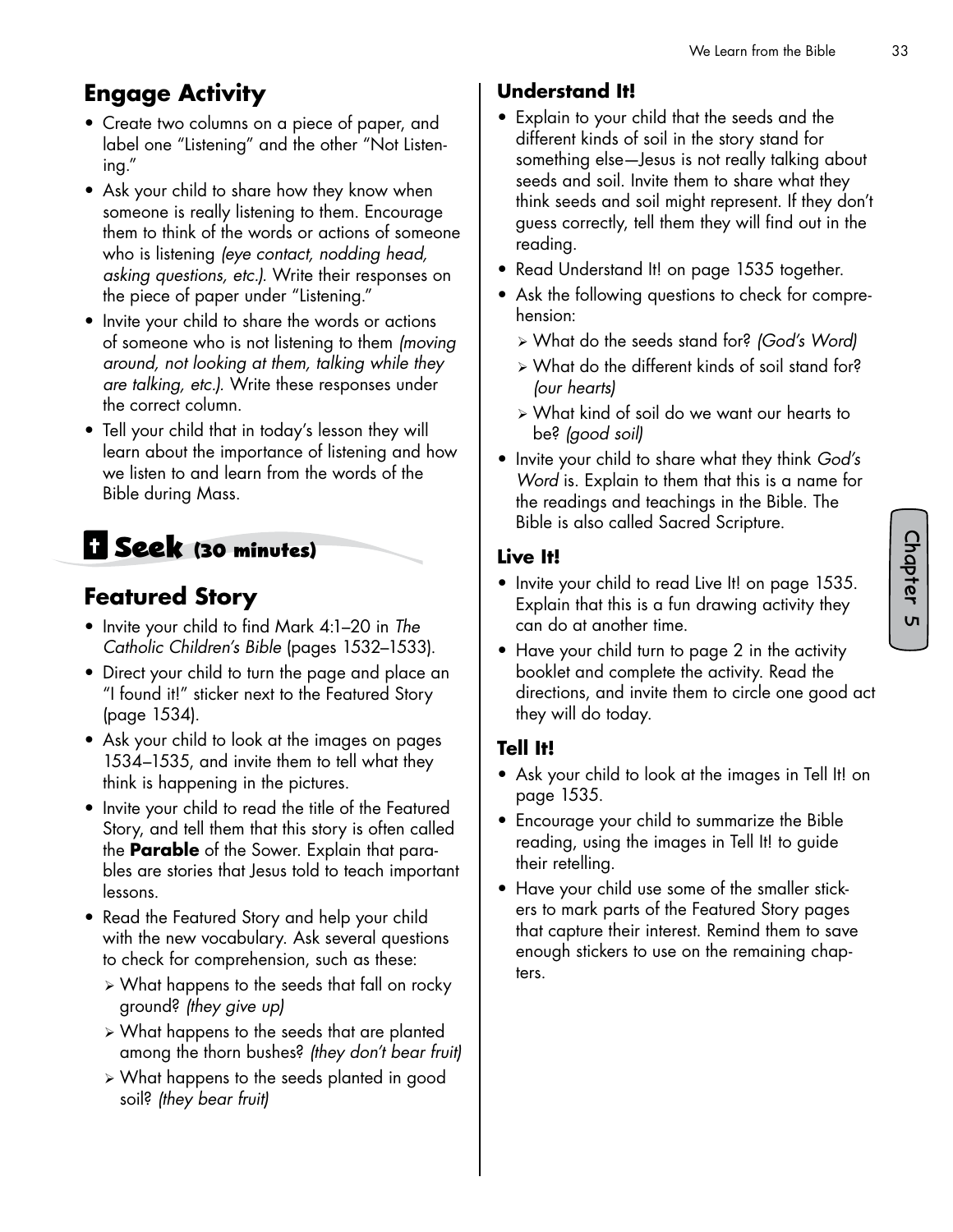## Engage Activity

- Create two columns on a piece of paper, and label one "Listening" and the other "Not Listening."
- Ask your child to share how they know when someone is really listening to them. Encourage them to think of the words or actions of someone who is listening *(eye contact, nodding head, asking questions, etc.)*. Write their responses on the piece of paper under "Listening."
- Invite your child to share the words or actions of someone who is not listening to them *(moving around, not looking at them, talking while they are talking, etc.)*. Write these responses under the correct column.
- Tell your child that in today's lesson they will learn about the importance of listening and how we listen to and learn from the words of the Bible during Mass.

# Seek (30 minutes)

## Featured Story

- Invite your child to find Mark 4:1–20 in *The Catholic Children's Bible* (pages 1532–1533).
- Direct your child to turn the page and place an "I found it!" sticker next to the Featured Story (page 1534).
- Ask your child to look at the images on pages 1534–1535, and invite them to tell what they think is happening in the pictures.
- Invite your child to read the title of the Featured Story, and tell them that this story is often called the **Parable** of the Sower. Explain that parables are stories that Jesus told to teach important lessons.
- Read the Featured Story and help your child with the new vocabulary. Ask several questions to check for comprehension, such as these:
  - What happens to the seeds that fall on rocky ground? *(they give up)*
  - What happens to the seeds that are planted among the thorn bushes? *(they don't bear fruit)*
  - What happens to the seeds planted in good soil? *(they bear fruit)*

### Understand It!

- Explain to your child that the seeds and the different kinds of soil in the story stand for something else—Jesus is not really talking about seeds and soil. Invite them to share what they think seeds and soil might represent. If they don't guess correctly, tell them they will find out in the reading.
- Read Understand It! on page 1535 together.
- Ask the following questions to check for comprehension:
  - What do the seeds stand for? *(God's Word)*
  - What do the different kinds of soil stand for? *(our hearts)*
  - What kind of soil do we want our hearts to be? *(good soil)*
- Invite your child to share what they think *God's Word* is. Explain to them that this is a name for the readings and teachings in the Bible. The Bible is also called Sacred Scripture.

### Live It!

- Invite your child to read Live It! on page 1535. Explain that this is a fun drawing activity they can do at another time.
- Have your child turn to page 2 in the activity booklet and complete the activity. Read the directions, and invite them to circle one good act they will do today.

### Tell It!

- Ask your child to look at the images in Tell It! on page 1535.
- Encourage your child to summarize the Bible reading, using the images in Tell It! to guide their retelling.
- Have your child use some of the smaller stickers to mark parts of the Featured Story pages that capture their interest. Remind them to save enough stickers to use on the remaining chapters.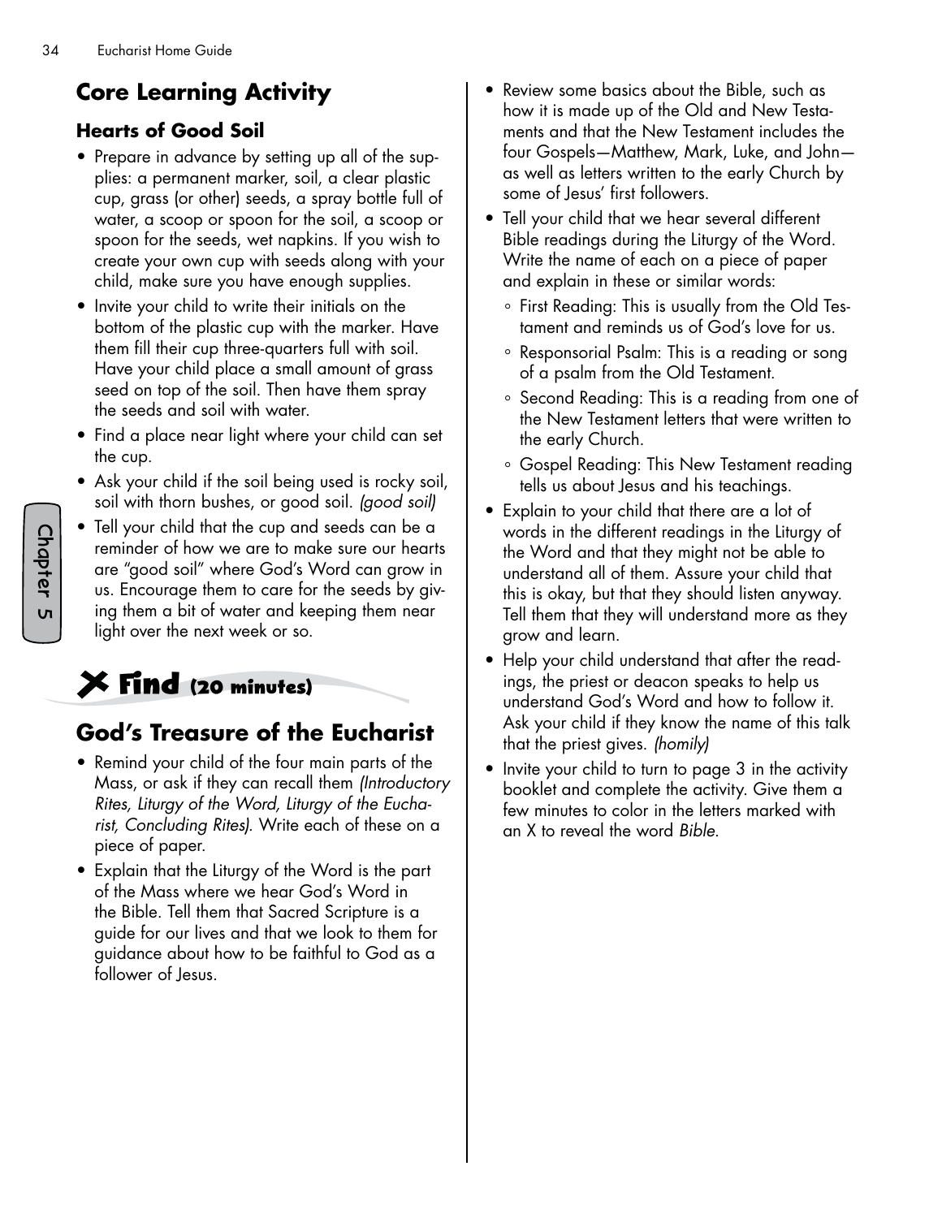## Core Learning Activity

### Hearts of Good Soil

- Prepare in advance by setting up all of the supplies: a permanent marker, soil, a clear plastic cup, grass (or other) seeds, a spray bottle full of water, a scoop or spoon for the soil, a scoop or spoon for the seeds, wet napkins. If you wish to create your own cup with seeds along with your child, make sure you have enough supplies.
- Invite your child to write their initials on the bottom of the plastic cup with the marker. Have them fill their cup three-quarters full with soil. Have your child place a small amount of grass seed on top of the soil. Then have them spray the seeds and soil with water.
- Find a place near light where your child can set the cup.
- Ask your child if the soil being used is rocky soil, soil with thorn bushes, or good soil. *(good soil)*
- Tell your child that the cup and seeds can be a reminder of how we are to make sure our hearts are "good soil" where God's Word can grow in us. Encourage them to care for the seeds by giving them a bit of water and keeping them near light over the next week or so.

## ✕ Find (20 minutes)

## God's Treasure of the Eucharist

- Remind your child of the four main parts of the Mass, or ask if they can recall them *(Introductory Rites, Liturgy of the Word, Liturgy of the Eucharist, Concluding Rites).* Write each of these on a piece of paper.
- Explain that the Liturgy of the Word is the part of the Mass where we hear God's Word in the Bible. Tell them that Sacred Scripture is a guide for our lives and that we look to them for guidance about how to be faithful to God as a follower of Jesus.
- Review some basics about the Bible, such as how it is made up of the Old and New Testaments and that the New Testament includes the four Gospels—Matthew, Mark, Luke, and John—as well as letters written to the early Church by some of Jesus' first followers.
- Tell your child that we hear several different Bible readings during the Liturgy of the Word. Write the name of each on a piece of paper and explain in these or similar words:
  - First Reading: This is usually from the Old Testament and reminds us of God's love for us.
  - Responsorial Psalm: This is a reading or song of a psalm from the Old Testament.
  - Second Reading: This is a reading from one of the New Testament letters that were written to the early Church.
  - Gospel Reading: This New Testament reading tells us about Jesus and his teachings.
- Explain to your child that there are a lot of words in the different readings in the Liturgy of the Word and that they might not be able to understand all of them. Assure your child that this is okay, but that they should listen anyway. Tell them that they will understand more as they grow and learn.
- Help your child understand that after the readings, the priest or deacon speaks to help us understand God's Word and how to follow it. Ask your child if they know the name of this talk that the priest gives. *(homily)*
- Invite your child to turn to page 3 in the activity booklet and complete the activity. Give them a few minutes to color in the letters marked with an X to reveal the word *Bible*.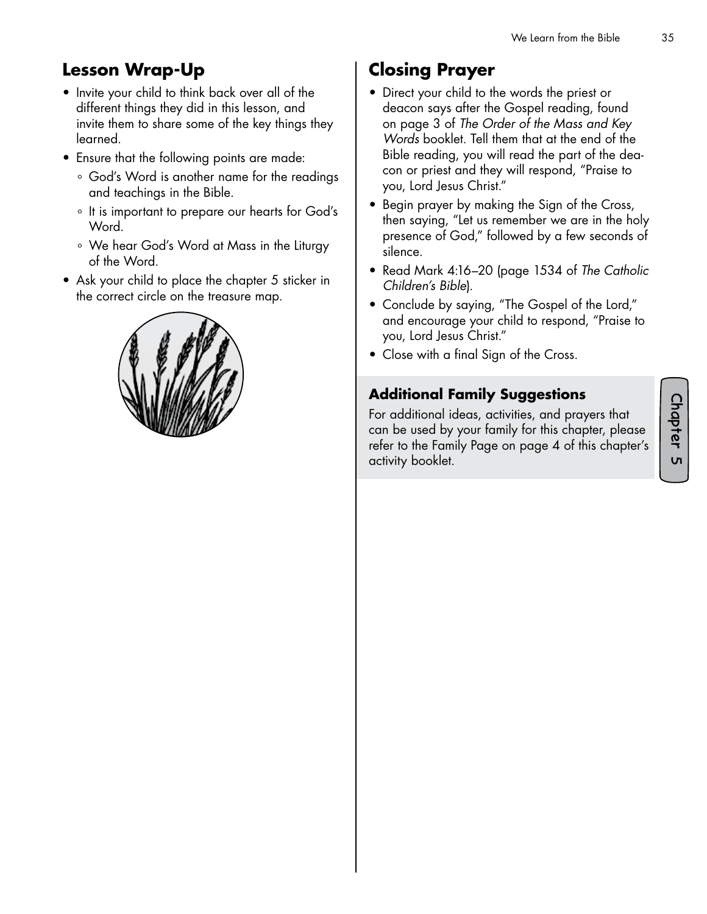## Lesson Wrap-Up

- Invite your child to think back over all of the different things they did in this lesson, and invite them to share some of the key things they learned.
- Ensure that the following points are made:
  - God's Word is another name for the readings and teachings in the Bible.
  - It is important to prepare our hearts for God's Word.
  - We hear God's Word at Mass in the Liturgy of the Word.
- Ask your child to place the chapter 5 sticker in the correct circle on the treasure map.

## Closing Prayer

- Direct your child to the words the priest or deacon says after the Gospel reading, found on page 3 of *The Order of the Mass and Key Words* booklet. Tell them that at the end of the Bible reading, you will read the part of the deacon or priest and they will respond, "Praise to you, Lord Jesus Christ."
- Begin prayer by making the Sign of the Cross, then saying, "Let us remember we are in the holy presence of God," followed by a few seconds of silence.
- Read Mark 4:16–20 (page 1534 of *The Catholic Children's Bible*).
- Conclude by saying, "The Gospel of the Lord," and encourage your child to respond, "Praise to you, Lord Jesus Christ."
- Close with a final Sign of the Cross.

### Additional Family Suggestions

For additional ideas, activities, and prayers that can be used by your family for this chapter, please refer to the Family Page on page 4 of this chapter's activity booklet.